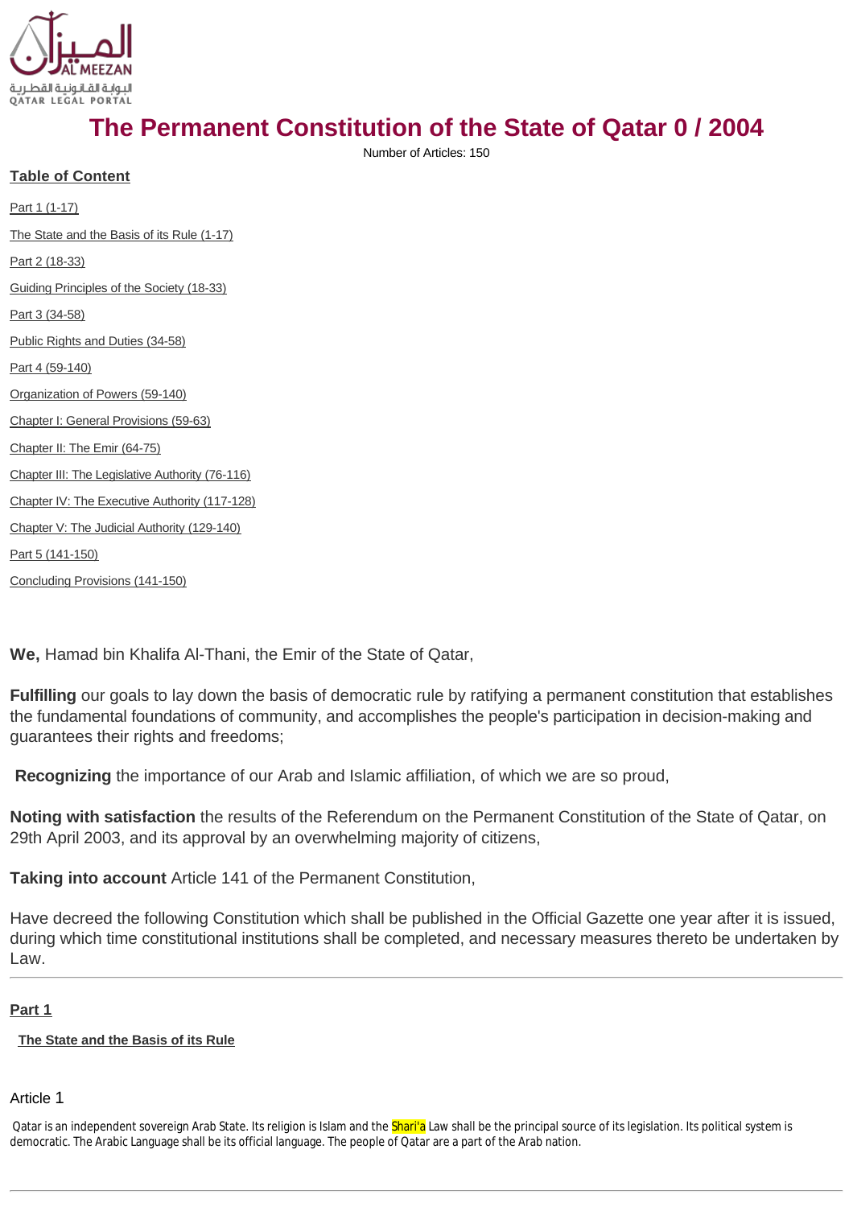# The Permanent Constitution of the State of Qatar 0 / 2004

Number of Articles: 150

## Table of Content

Part 1 (1-17)

The State and the Basis of its Rule (1-17)

Part 2 (18-33)

Guiding Principles of the Society (18-33)

Part 3 (34-58)

Public Rights and Duties (34-58)

Part 4 (59-140)

Organization of Powers (59-140)

Chapter I: General Provisions (59-63)

Chapter II: The Emir (64-75)

Chapter III: The Legislative Authority (76-116)

Chapter IV: The Executive Authority (117-128)

Chapter V: The Judicial Authority (129-140)

Part 5 (141-150)

Concluding Provisions (141-150)

**We,** Hamad bin Khalifa Al-Thani, the Emir of the State of Qatar,

**Fulfilling** our goals to lay down the basis of democratic rule by ratifying a permanent constitution that establishes the fundamental foundations of community, and accomplishes the people's participation in decision-making and guarantees their rights and freedoms;

**Recognizing** the importance of our Arab and Islamic affiliation, of which we are so proud,

**Noting with satisfaction** the results of the Referendum on the Permanent Constitution of the State of Qatar, on 29th April 2003, and its approval by an overwhelming majority of citizens,

**Taking into account** Article 141 of the Permanent Constitution,

Have decreed the following Constitution which shall be published in the Official Gazette one year after it is issued, during which time constitutional institutions shall be completed, and necessary measures thereto be undertaken by Law.

---

## Part 1

### The State and the Basis of its Rule

Article 1

Qatar is an independent sovereign Arab State. Its religion is Islam and the Shari'a Law shall be the principal source of its legislation. Its political system is democratic. The Arabic Language shall be its official language. The people of Qatar are a part of the Arab nation.

---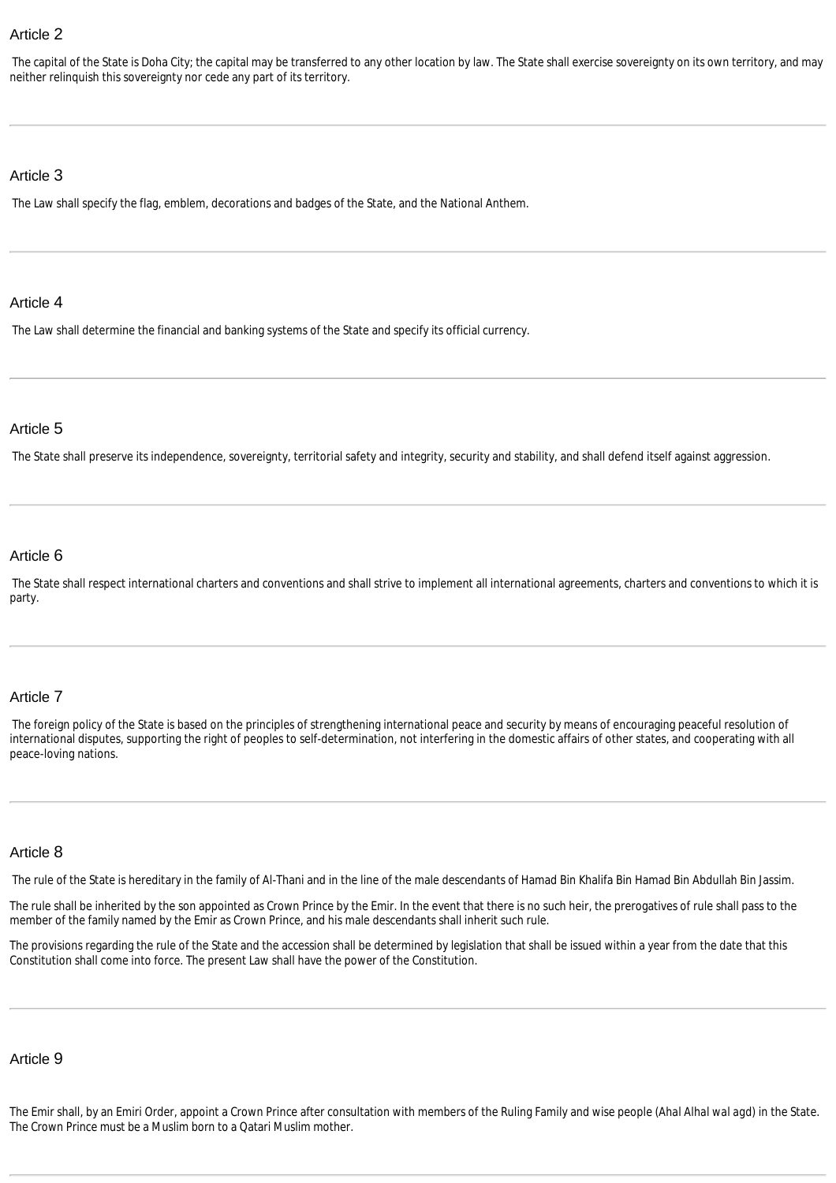## Article 2

The capital of the State is Doha City; the capital may be transferred to any other location by law. The State shall exercise sovereignty on its own territory, and may neither relinquish this sovereignty nor cede any part of its territory.

---

## Article 3

The Law shall specify the flag, emblem, decorations and badges of the State, and the National Anthem.

---

## Article 4

The Law shall determine the financial and banking systems of the State and specify its official currency.

---

## Article 5

The State shall preserve its independence, sovereignty, territorial safety and integrity, security and stability, and shall defend itself against aggression.

---

## Article 6

The State shall respect international charters and conventions and shall strive to implement all international agreements, charters and conventions to which it is party.

---

## Article 7

The foreign policy of the State is based on the principles of strengthening international peace and security by means of encouraging peaceful resolution of international disputes, supporting the right of peoples to self-determination, not interfering in the domestic affairs of other states, and cooperating with all peace-loving nations.

---

## Article 8

The rule of the State is hereditary in the family of Al-Thani and in the line of the male descendants of Hamad Bin Khalifa Bin Hamad Bin Abdullah Bin Jassim.

The rule shall be inherited by the son appointed as Crown Prince by the Emir. In the event that there is no such heir, the prerogatives of rule shall pass to the member of the family named by the Emir as Crown Prince, and his male descendants shall inherit such rule.

The provisions regarding the rule of the State and the accession shall be determined by legislation that shall be issued within a year from the date that this Constitution shall come into force. The present Law shall have the power of the Constitution.

---

## Article 9

The Emir shall, by an Emiri Order, appoint a Crown Prince after consultation with members of the Ruling Family and wise people (Ahal Alhal wal agd) in the State. The Crown Prince must be a Muslim born to a Qatari Muslim mother.

---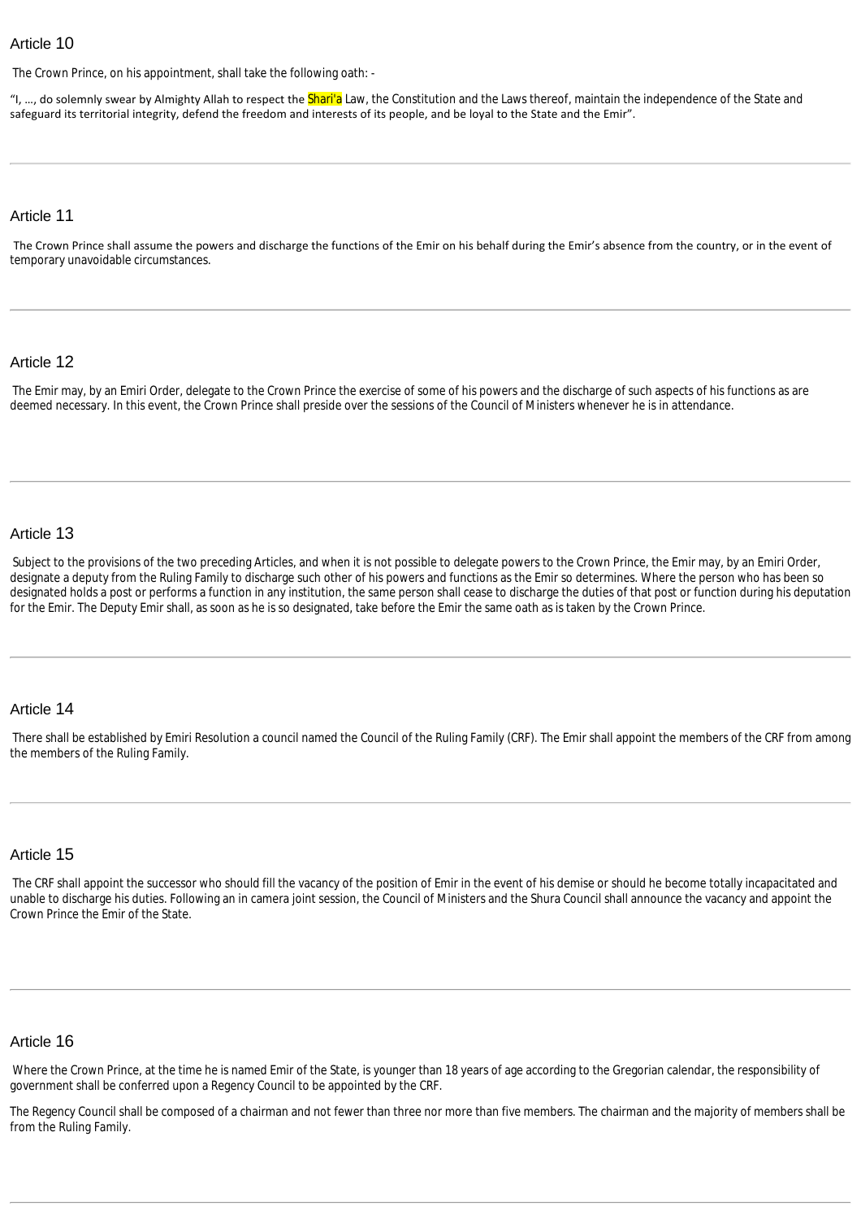## Article 10

The Crown Prince, on his appointment, shall take the following oath: -

"I, …, do solemnly swear by Almighty Allah to respect the Shari'a Law, the Constitution and the Laws thereof, maintain the independence of the State and safeguard its territorial integrity, defend the freedom and interests of its people, and be loyal to the State and the Emir".

---

## Article 11

The Crown Prince shall assume the powers and discharge the functions of the Emir on his behalf during the Emir's absence from the country, or in the event of temporary unavoidable circumstances.

---

## Article 12

The Emir may, by an Emiri Order, delegate to the Crown Prince the exercise of some of his powers and the discharge of such aspects of his functions as are deemed necessary. In this event, the Crown Prince shall preside over the sessions of the Council of Ministers whenever he is in attendance.

---

## Article 13

Subject to the provisions of the two preceding Articles, and when it is not possible to delegate powers to the Crown Prince, the Emir may, by an Emiri Order, designate a deputy from the Ruling Family to discharge such other of his powers and functions as the Emir so determines. Where the person who has been so designated holds a post or performs a function in any institution, the same person shall cease to discharge the duties of that post or function during his deputation for the Emir. The Deputy Emir shall, as soon as he is so designated, take before the Emir the same oath as is taken by the Crown Prince.

---

## Article 14

There shall be established by Emiri Resolution a council named the Council of the Ruling Family (CRF). The Emir shall appoint the members of the CRF from among the members of the Ruling Family.

---

## Article 15

The CRF shall appoint the successor who should fill the vacancy of the position of Emir in the event of his demise or should he become totally incapacitated and unable to discharge his duties. Following an in camera joint session, the Council of Ministers and the Shura Council shall announce the vacancy and appoint the Crown Prince the Emir of the State.

---

## Article 16

Where the Crown Prince, at the time he is named Emir of the State, is younger than 18 years of age according to the Gregorian calendar, the responsibility of government shall be conferred upon a Regency Council to be appointed by the CRF.

The Regency Council shall be composed of a chairman and not fewer than three nor more than five members. The chairman and the majority of members shall be from the Ruling Family.

---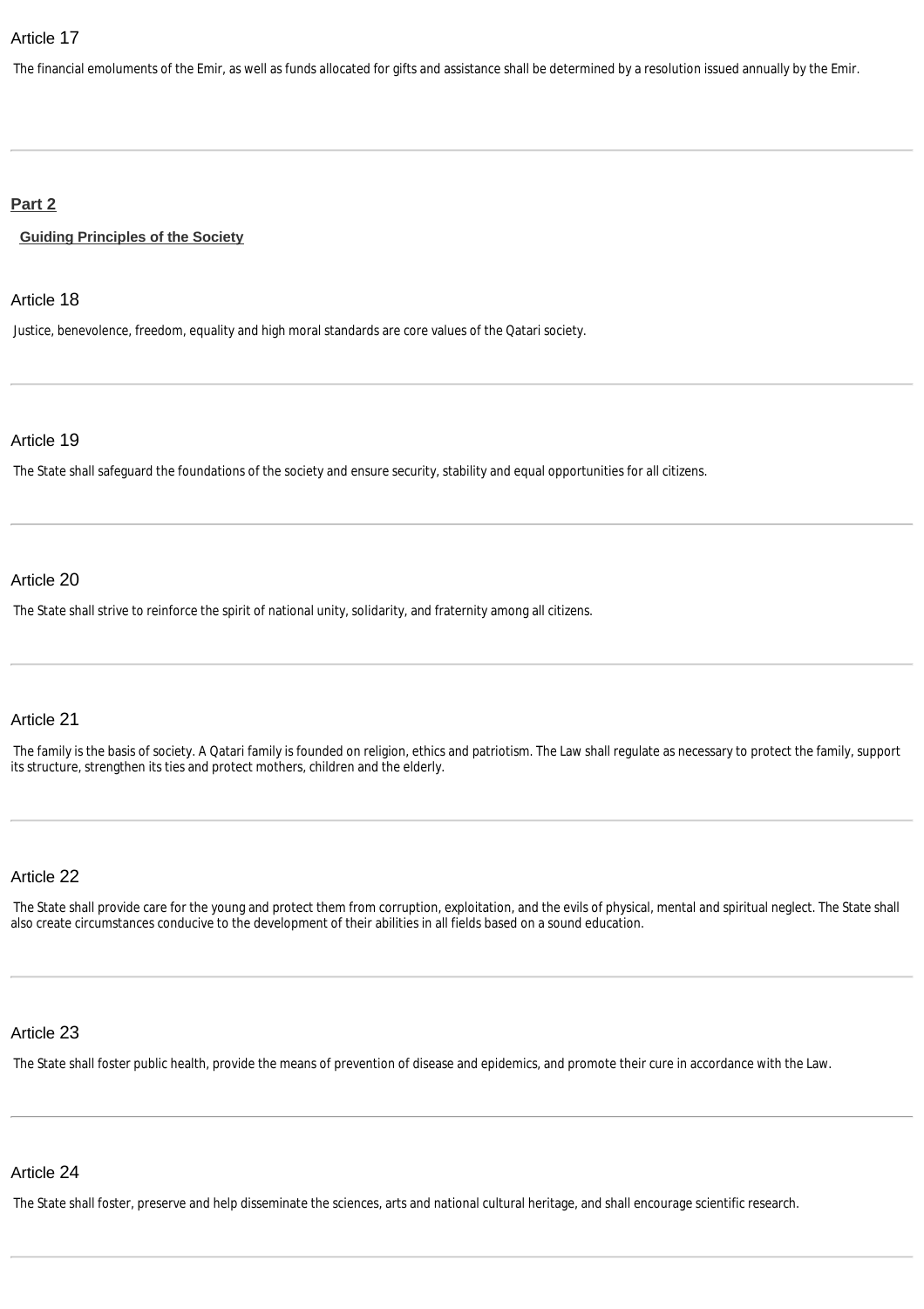### Article 17

The financial emoluments of the Emir, as well as funds allocated for gifts and assistance shall be determined by a resolution issued annually by the Emir.

## Part 2

### Guiding Principles of the Society

### Article 18

Justice, benevolence, freedom, equality and high moral standards are core values of the Qatari society.

### Article 19

The State shall safeguard the foundations of the society and ensure security, stability and equal opportunities for all citizens.

### Article 20

The State shall strive to reinforce the spirit of national unity, solidarity, and fraternity among all citizens.

### Article 21

The family is the basis of society. A Qatari family is founded on religion, ethics and patriotism. The Law shall regulate as necessary to protect the family, support its structure, strengthen its ties and protect mothers, children and the elderly.

### Article 22

The State shall provide care for the young and protect them from corruption, exploitation, and the evils of physical, mental and spiritual neglect. The State shall also create circumstances conducive to the development of their abilities in all fields based on a sound education.

### Article 23

The State shall foster public health, provide the means of prevention of disease and epidemics, and promote their cure in accordance with the Law.

### Article 24

The State shall foster, preserve and help disseminate the sciences, arts and national cultural heritage, and shall encourage scientific research.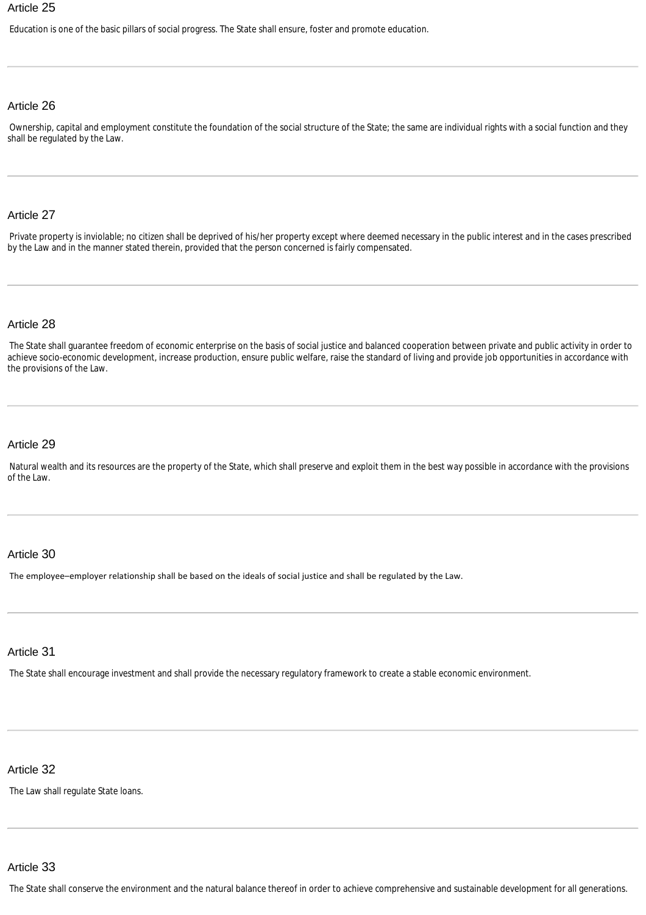## Article 25

Education is one of the basic pillars of social progress. The State shall ensure, foster and promote education.

---

## Article 26

Ownership, capital and employment constitute the foundation of the social structure of the State; the same are individual rights with a social function and they shall be regulated by the Law.

---

## Article 27

Private property is inviolable; no citizen shall be deprived of his/her property except where deemed necessary in the public interest and in the cases prescribed by the Law and in the manner stated therein, provided that the person concerned is fairly compensated.

---

## Article 28

The State shall guarantee freedom of economic enterprise on the basis of social justice and balanced cooperation between private and public activity in order to achieve socio-economic development, increase production, ensure public welfare, raise the standard of living and provide job opportunities in accordance with the provisions of the Law.

---

## Article 29

Natural wealth and its resources are the property of the State, which shall preserve and exploit them in the best way possible in accordance with the provisions of the Law.

---

## Article 30

The employee–employer relationship shall be based on the ideals of social justice and shall be regulated by the Law.

---

## Article 31

The State shall encourage investment and shall provide the necessary regulatory framework to create a stable economic environment.

---

## Article 32

The Law shall regulate State loans.

---

## Article 33

The State shall conserve the environment and the natural balance thereof in order to achieve comprehensive and sustainable development for all generations.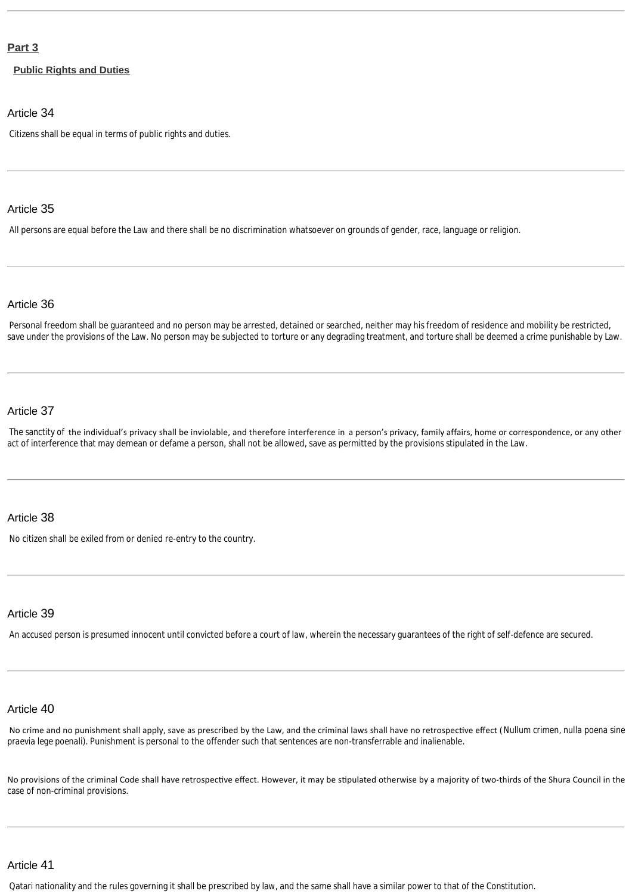## Part 3

### Public Rights and Duties

#### Article 34

Citizens shall be equal in terms of public rights and duties.

---

#### Article 35

All persons are equal before the Law and there shall be no discrimination whatsoever on grounds of gender, race, language or religion.

---

#### Article 36

Personal freedom shall be guaranteed and no person may be arrested, detained or searched, neither may his freedom of residence and mobility be restricted, save under the provisions of the Law. No person may be subjected to torture or any degrading treatment, and torture shall be deemed a crime punishable by Law.

---

#### Article 37

The sanctity of the individual's privacy shall be inviolable, and therefore interference in a person's privacy, family affairs, home or correspondence, or any other act of interference that may demean or defame a person, shall not be allowed, save as permitted by the provisions stipulated in the Law.

---

#### Article 38

No citizen shall be exiled from or denied re-entry to the country.

---

#### Article 39

An accused person is presumed innocent until convicted before a court of law, wherein the necessary guarantees of the right of self-defence are secured.

---

#### Article 40

No crime and no punishment shall apply, save as prescribed by the Law, and the criminal laws shall have no retrospective effect (Nullum crimen, nulla poena sine praevia lege poenali). Punishment is personal to the offender such that sentences are non-transferrable and inalienable.

No provisions of the criminal Code shall have retrospective effect. However, it may be stipulated otherwise by a majority of two-thirds of the Shura Council in the case of non-criminal provisions.

---

#### Article 41

Qatari nationality and the rules governing it shall be prescribed by law, and the same shall have a similar power to that of the Constitution.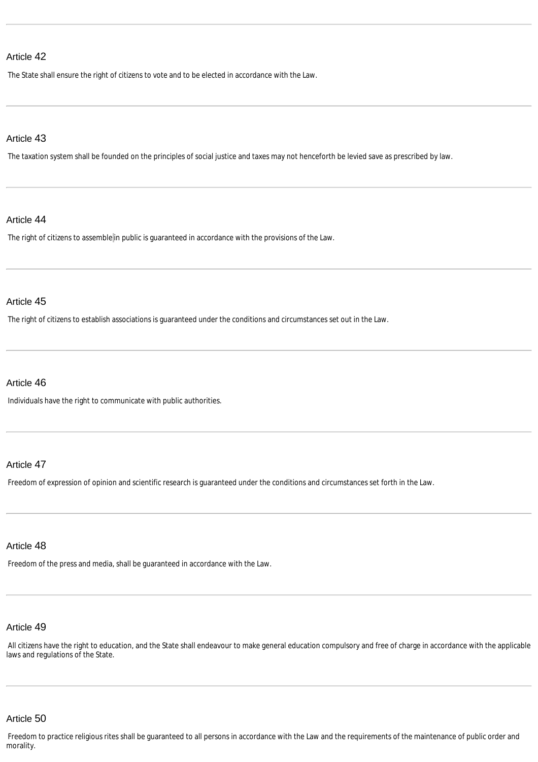## Article 42

The State shall ensure the right of citizens to vote and to be elected in accordance with the Law.

## Article 43

The taxation system shall be founded on the principles of social justice and taxes may not henceforth be levied save as prescribed by law.

## Article 44

The right of citizens to assemble in public is guaranteed in accordance with the provisions of the Law.

## Article 45

The right of citizens to establish associations is guaranteed under the conditions and circumstances set out in the Law.

## Article 46

Individuals have the right to communicate with public authorities.

## Article 47

Freedom of expression of opinion and scientific research is guaranteed under the conditions and circumstances set forth in the Law.

## Article 48

Freedom of the press and media, shall be guaranteed in accordance with the Law.

## Article 49

All citizens have the right to education, and the State shall endeavour to make general education compulsory and free of charge in accordance with the applicable laws and regulations of the State.

## Article 50

Freedom to practice religious rites shall be guaranteed to all persons in accordance with the Law and the requirements of the maintenance of public order and morality.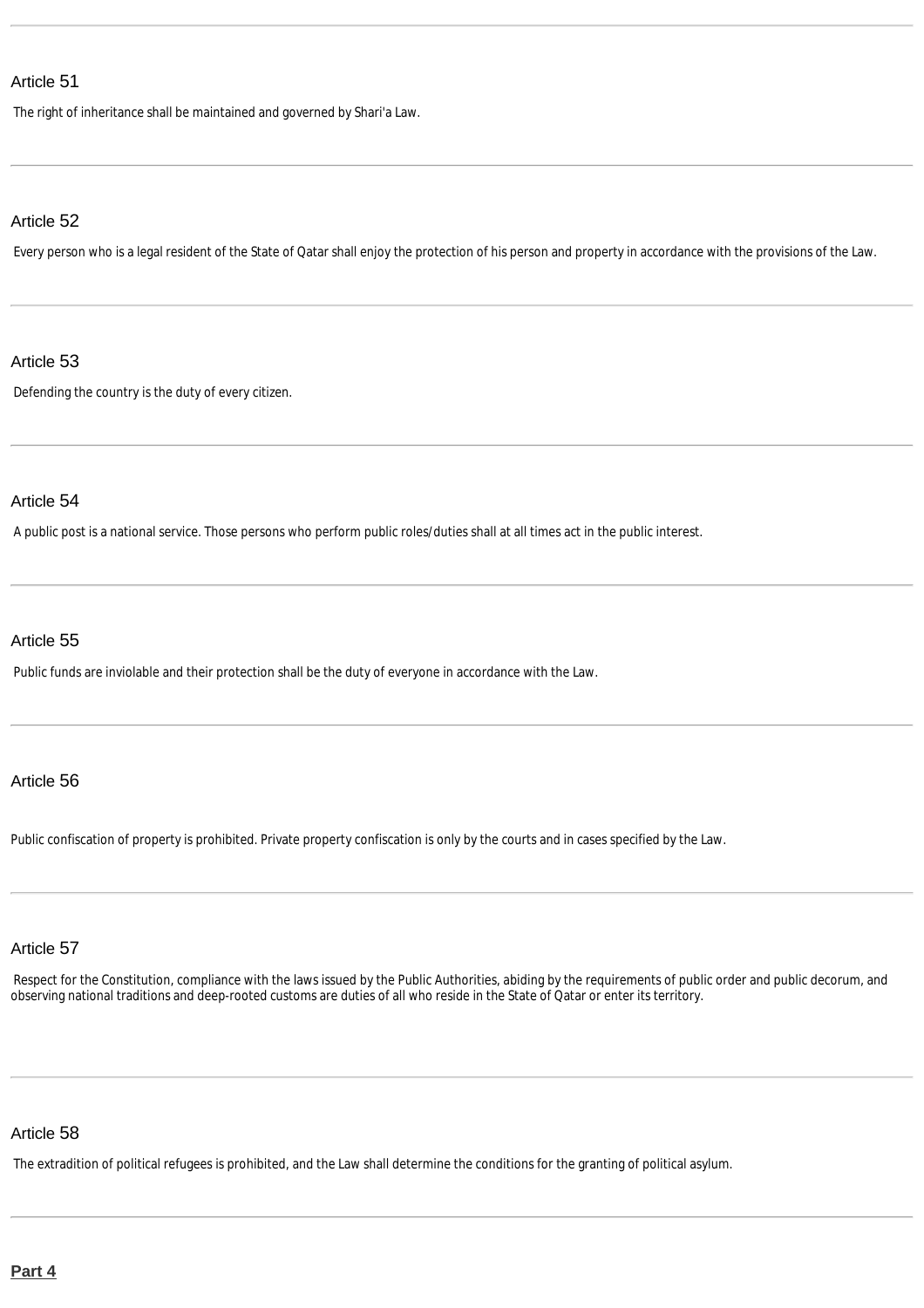### Article 51

The right of inheritance shall be maintained and governed by Shari'a Law.

---

### Article 52

Every person who is a legal resident of the State of Qatar shall enjoy the protection of his person and property in accordance with the provisions of the Law.

---

### Article 53

Defending the country is the duty of every citizen.

---

### Article 54

A public post is a national service. Those persons who perform public roles/duties shall at all times act in the public interest.

---

### Article 55

Public funds are inviolable and their protection shall be the duty of everyone in accordance with the Law.

---

### Article 56

Public confiscation of property is prohibited. Private property confiscation is only by the courts and in cases specified by the Law.

---

### Article 57

Respect for the Constitution, compliance with the laws issued by the Public Authorities, abiding by the requirements of public order and public decorum, and observing national traditions and deep-rooted customs are duties of all who reside in the State of Qatar or enter its territory.

---

### Article 58

The extradition of political refugees is prohibited, and the Law shall determine the conditions for the granting of political asylum.

---

## Part 4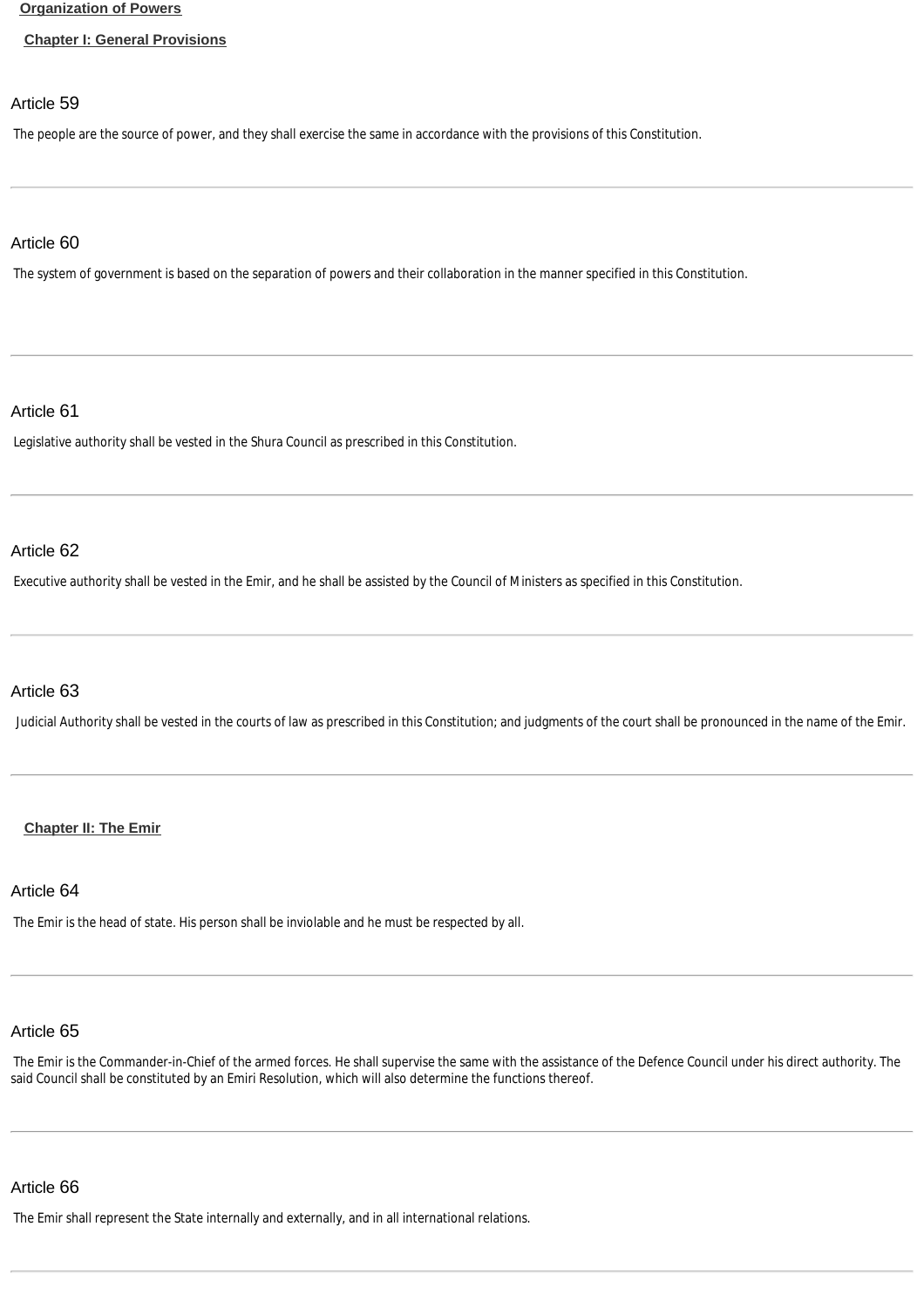## Organization of Powers

### Chapter I: General Provisions

#### Article 59

The people are the source of power, and they shall exercise the same in accordance with the provisions of this Constitution.

---

#### Article 60

The system of government is based on the separation of powers and their collaboration in the manner specified in this Constitution.

---

#### Article 61

Legislative authority shall be vested in the Shura Council as prescribed in this Constitution.

---

#### Article 62

Executive authority shall be vested in the Emir, and he shall be assisted by the Council of Ministers as specified in this Constitution.

---

#### Article 63

Judicial Authority shall be vested in the courts of law as prescribed in this Constitution; and judgments of the court shall be pronounced in the name of the Emir.

---

### Chapter II: The Emir

#### Article 64

The Emir is the head of state. His person shall be inviolable and he must be respected by all.

---

#### Article 65

The Emir is the Commander-in-Chief of the armed forces. He shall supervise the same with the assistance of the Defence Council under his direct authority. The said Council shall be constituted by an Emiri Resolution, which will also determine the functions thereof.

---

#### Article 66

The Emir shall represent the State internally and externally, and in all international relations.

---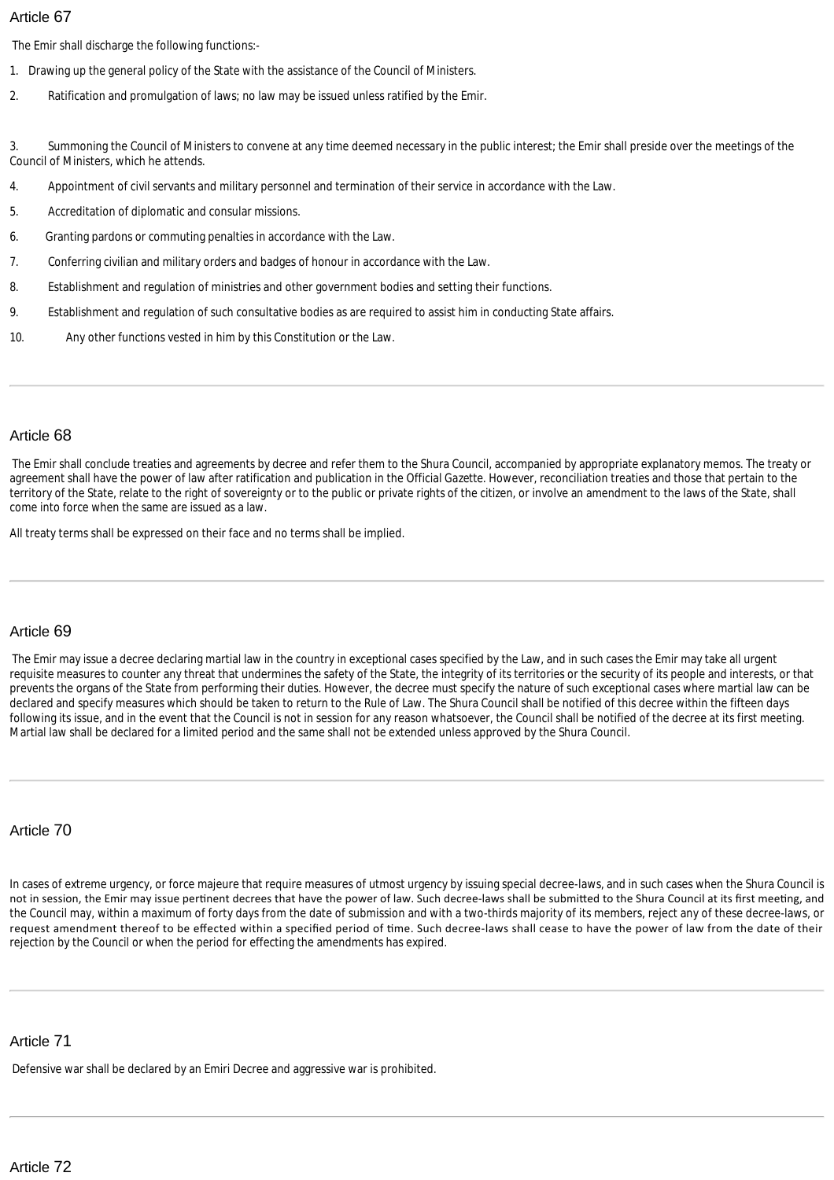## Article 67

The Emir shall discharge the following functions:-

1. Drawing up the general policy of the State with the assistance of the Council of Ministers.
2. Ratification and promulgation of laws; no law may be issued unless ratified by the Emir.
3. Summoning the Council of Ministers to convene at any time deemed necessary in the public interest; the Emir shall preside over the meetings of the Council of Ministers, which he attends.
4. Appointment of civil servants and military personnel and termination of their service in accordance with the Law.
5. Accreditation of diplomatic and consular missions.
6. Granting pardons or commuting penalties in accordance with the Law.
7. Conferring civilian and military orders and badges of honour in accordance with the Law.
8. Establishment and regulation of ministries and other government bodies and setting their functions.
9. Establishment and regulation of such consultative bodies as are required to assist him in conducting State affairs.
10. Any other functions vested in him by this Constitution or the Law.

---

## Article 68

The Emir shall conclude treaties and agreements by decree and refer them to the Shura Council, accompanied by appropriate explanatory memos. The treaty or agreement shall have the power of law after ratification and publication in the Official Gazette. However, reconciliation treaties and those that pertain to the territory of the State, relate to the right of sovereignty or to the public or private rights of the citizen, or involve an amendment to the laws of the State, shall come into force when the same are issued as a law.

All treaty terms shall be expressed on their face and no terms shall be implied.

---

## Article 69

The Emir may issue a decree declaring martial law in the country in exceptional cases specified by the Law, and in such cases the Emir may take all urgent requisite measures to counter any threat that undermines the safety of the State, the integrity of its territories or the security of its people and interests, or that prevents the organs of the State from performing their duties. However, the decree must specify the nature of such exceptional cases where martial law can be declared and specify measures which should be taken to return to the Rule of Law. The Shura Council shall be notified of this decree within the fifteen days following its issue, and in the event that the Council is not in session for any reason whatsoever, the Council shall be notified of the decree at its first meeting. Martial law shall be declared for a limited period and the same shall not be extended unless approved by the Shura Council.

---

## Article 70

In cases of extreme urgency, or force majeure that require measures of utmost urgency by issuing special decree-laws, and in such cases when the Shura Council is not in session, the Emir may issue pertinent decrees that have the power of law. Such decree-laws shall be submitted to the Shura Council at its first meeting, and the Council may, within a maximum of forty days from the date of submission and with a two-thirds majority of its members, reject any of these decree-laws, or request amendment thereof to be effected within a specified period of time. Such decree-laws shall cease to have the power of law from the date of their rejection by the Council or when the period for effecting the amendments has expired.

---

## Article 71

Defensive war shall be declared by an Emiri Decree and aggressive war is prohibited.

---

## Article 72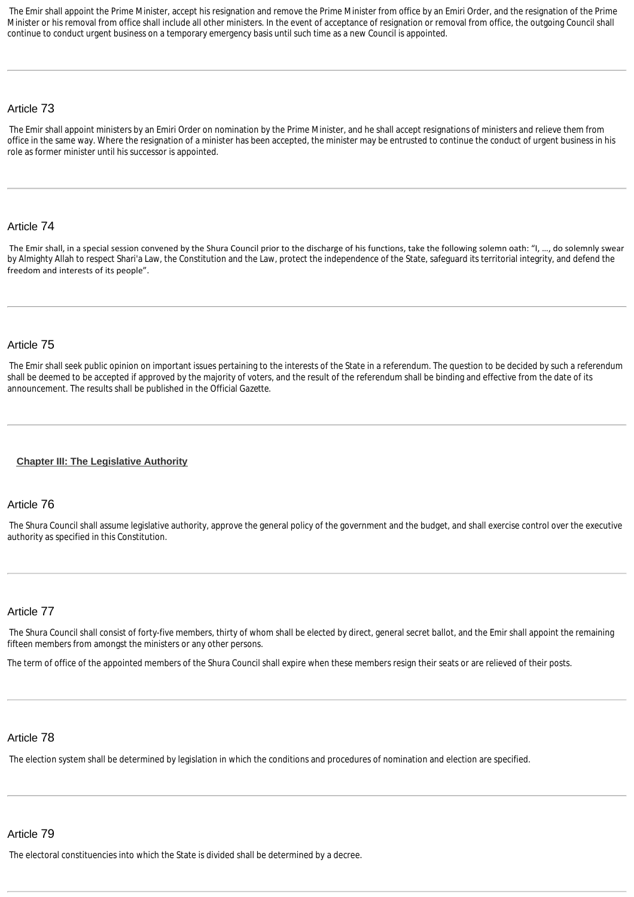The Emir shall appoint the Prime Minister, accept his resignation and remove the Prime Minister from office by an Emiri Order, and the resignation of the Prime Minister or his removal from office shall include all other ministers. In the event of acceptance of resignation or removal from office, the outgoing Council shall continue to conduct urgent business on a temporary emergency basis until such time as a new Council is appointed.

---

## Article 73

The Emir shall appoint ministers by an Emiri Order on nomination by the Prime Minister, and he shall accept resignations of ministers and relieve them from office in the same way. Where the resignation of a minister has been accepted, the minister may be entrusted to continue the conduct of urgent business in his role as former minister until his successor is appointed.

---

## Article 74

The Emir shall, in a special session convened by the Shura Council prior to the discharge of his functions, take the following solemn oath: "I, ..., do solemnly swear by Almighty Allah to respect Shari'a Law, the Constitution and the Law, protect the independence of the State, safeguard its territorial integrity, and defend the freedom and interests of its people".

---

## Article 75

The Emir shall seek public opinion on important issues pertaining to the interests of the State in a referendum. The question to be decided by such a referendum shall be deemed to be accepted if approved by the majority of voters, and the result of the referendum shall be binding and effective from the date of its announcement. The results shall be published in the Official Gazette.

---

**Chapter III: The Legislative Authority**

## Article 76

The Shura Council shall assume legislative authority, approve the general policy of the government and the budget, and shall exercise control over the executive authority as specified in this Constitution.

---

## Article 77

The Shura Council shall consist of forty-five members, thirty of whom shall be elected by direct, general secret ballot, and the Emir shall appoint the remaining fifteen members from amongst the ministers or any other persons.

The term of office of the appointed members of the Shura Council shall expire when these members resign their seats or are relieved of their posts.

---

## Article 78

The election system shall be determined by legislation in which the conditions and procedures of nomination and election are specified.

---

## Article 79

The electoral constituencies into which the State is divided shall be determined by a decree.

---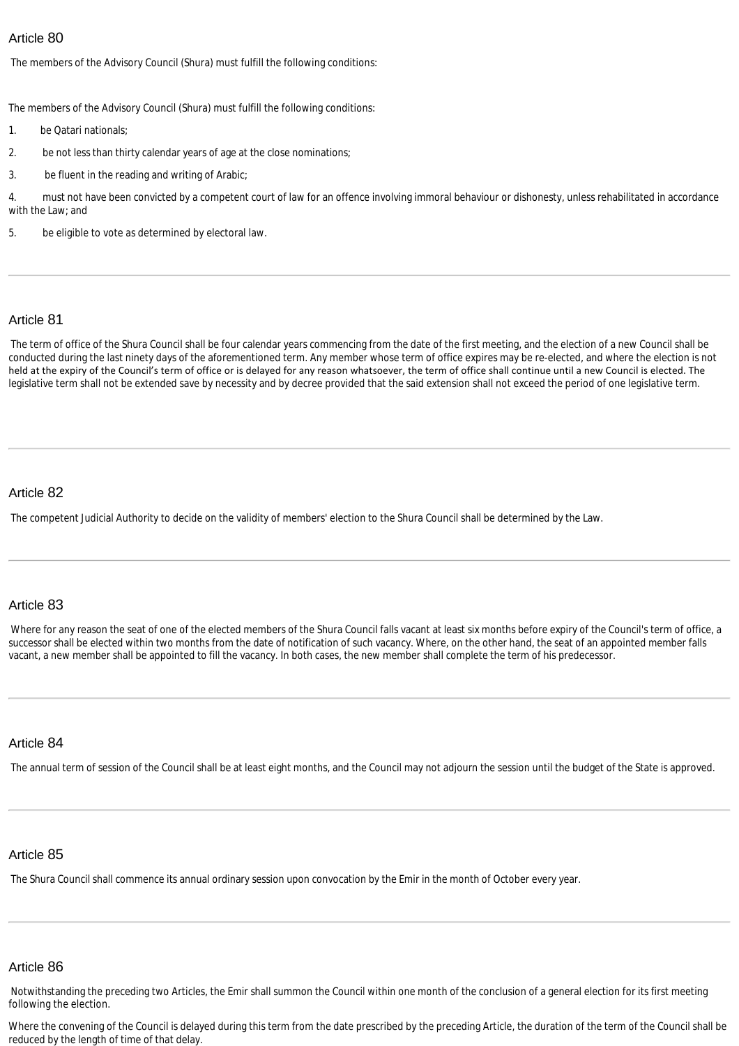## Article 80

The members of the Advisory Council (Shura) must fulfill the following conditions:

The members of the Advisory Council (Shura) must fulfill the following conditions:

1. be Qatari nationals;
2. be not less than thirty calendar years of age at the close nominations;
3. be fluent in the reading and writing of Arabic;
4. must not have been convicted by a competent court of law for an offence involving immoral behaviour or dishonesty, unless rehabilitated in accordance with the Law; and
5. be eligible to vote as determined by electoral law.

---

## Article 81

The term of office of the Shura Council shall be four calendar years commencing from the date of the first meeting, and the election of a new Council shall be conducted during the last ninety days of the aforementioned term. Any member whose term of office expires may be re-elected, and where the election is not held at the expiry of the Council's term of office or is delayed for any reason whatsoever, the term of office shall continue until a new Council is elected. The legislative term shall not be extended save by necessity and by decree provided that the said extension shall not exceed the period of one legislative term.

---

## Article 82

The competent Judicial Authority to decide on the validity of members' election to the Shura Council shall be determined by the Law.

---

## Article 83

Where for any reason the seat of one of the elected members of the Shura Council falls vacant at least six months before expiry of the Council's term of office, a successor shall be elected within two months from the date of notification of such vacancy. Where, on the other hand, the seat of an appointed member falls vacant, a new member shall be appointed to fill the vacancy. In both cases, the new member shall complete the term of his predecessor.

---

## Article 84

The annual term of session of the Council shall be at least eight months, and the Council may not adjourn the session until the budget of the State is approved.

---

## Article 85

The Shura Council shall commence its annual ordinary session upon convocation by the Emir in the month of October every year.

---

## Article 86

Notwithstanding the preceding two Articles, the Emir shall summon the Council within one month of the conclusion of a general election for its first meeting following the election.

Where the convening of the Council is delayed during this term from the date prescribed by the preceding Article, the duration of the term of the Council shall be reduced by the length of time of that delay.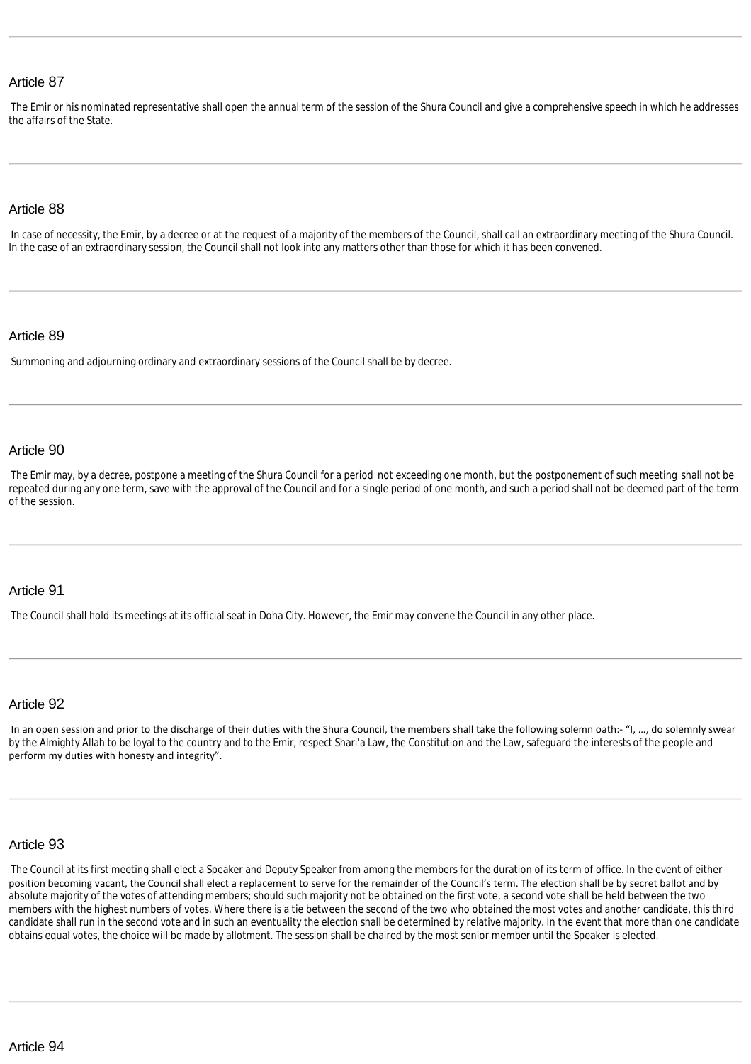## Article 87

The Emir or his nominated representative shall open the annual term of the session of the Shura Council and give a comprehensive speech in which he addresses the affairs of the State.

## Article 88

In case of necessity, the Emir, by a decree or at the request of a majority of the members of the Council, shall call an extraordinary meeting of the Shura Council. In the case of an extraordinary session, the Council shall not look into any matters other than those for which it has been convened.

## Article 89

Summoning and adjourning ordinary and extraordinary sessions of the Council shall be by decree.

## Article 90

The Emir may, by a decree, postpone a meeting of the Shura Council for a period not exceeding one month, but the postponement of such meeting shall not be repeated during any one term, save with the approval of the Council and for a single period of one month, and such a period shall not be deemed part of the term of the session.

## Article 91

The Council shall hold its meetings at its official seat in Doha City. However, the Emir may convene the Council in any other place.

## Article 92

In an open session and prior to the discharge of their duties with the Shura Council, the members shall take the following solemn oath:- "I, …, do solemnly swear by the Almighty Allah to be loyal to the country and to the Emir, respect Shari'a Law, the Constitution and the Law, safeguard the interests of the people and perform my duties with honesty and integrity".

## Article 93

The Council at its first meeting shall elect a Speaker and Deputy Speaker from among the members for the duration of its term of office. In the event of either position becoming vacant, the Council shall elect a replacement to serve for the remainder of the Council's term. The election shall be by secret ballot and by absolute majority of the votes of attending members; should such majority not be obtained on the first vote, a second vote shall be held between the two members with the highest numbers of votes. Where there is a tie between the second of the two who obtained the most votes and another candidate, this third candidate shall run in the second vote and in such an eventuality the election shall be determined by relative majority. In the event that more than one candidate obtains equal votes, the choice will be made by allotment. The session shall be chaired by the most senior member until the Speaker is elected.

## Article 94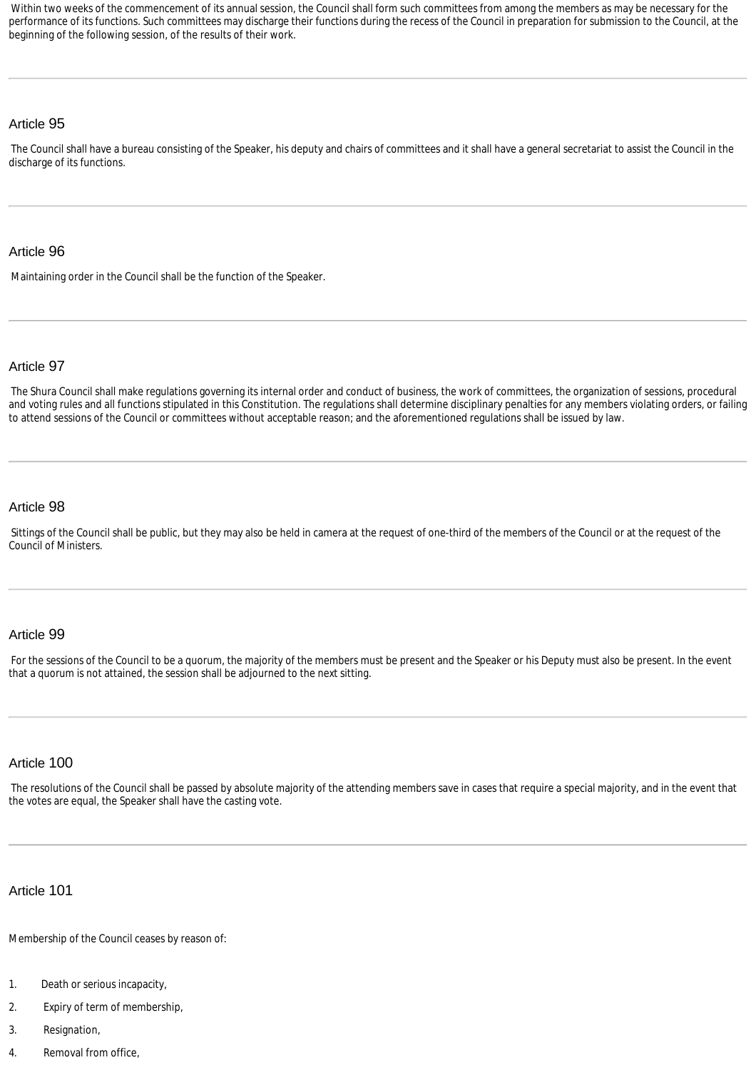Within two weeks of the commencement of its annual session, the Council shall form such committees from among the members as may be necessary for the performance of its functions. Such committees may discharge their functions during the recess of the Council in preparation for submission to the Council, at the beginning of the following session, of the results of their work.

---

## Article 95

The Council shall have a bureau consisting of the Speaker, his deputy and chairs of committees and it shall have a general secretariat to assist the Council in the discharge of its functions.

---

## Article 96

Maintaining order in the Council shall be the function of the Speaker.

---

## Article 97

The Shura Council shall make regulations governing its internal order and conduct of business, the work of committees, the organization of sessions, procedural and voting rules and all functions stipulated in this Constitution. The regulations shall determine disciplinary penalties for any members violating orders, or failing to attend sessions of the Council or committees without acceptable reason; and the aforementioned regulations shall be issued by law.

---

## Article 98

Sittings of the Council shall be public, but they may also be held in camera at the request of one-third of the members of the Council or at the request of the Council of Ministers.

---

## Article 99

For the sessions of the Council to be a quorum, the majority of the members must be present and the Speaker or his Deputy must also be present. In the event that a quorum is not attained, the session shall be adjourned to the next sitting.

---

## Article 100

The resolutions of the Council shall be passed by absolute majority of the attending members save in cases that require a special majority, and in the event that the votes are equal, the Speaker shall have the casting vote.

---

## Article 101

Membership of the Council ceases by reason of:

1. Death or serious incapacity,
2. Expiry of term of membership,
3. Resignation,
4. Removal from office,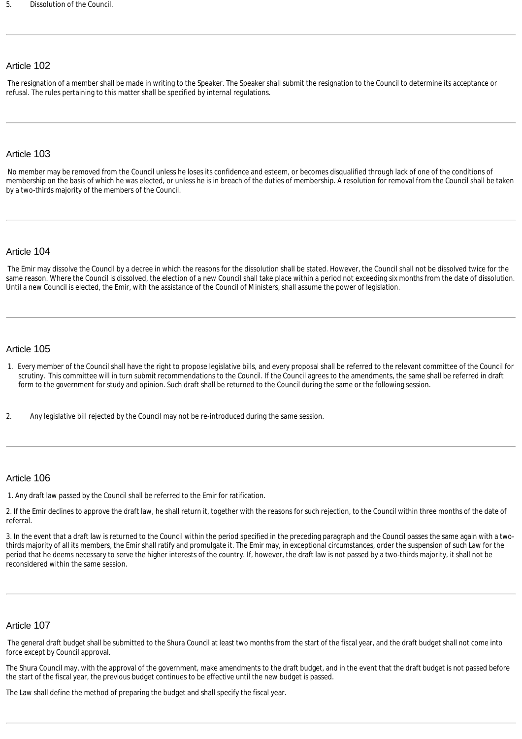5. Dissolution of the Council.

---

### Article 102

The resignation of a member shall be made in writing to the Speaker. The Speaker shall submit the resignation to the Council to determine its acceptance or refusal. The rules pertaining to this matter shall be specified by internal regulations.

---

### Article 103

No member may be removed from the Council unless he loses its confidence and esteem, or becomes disqualified through lack of one of the conditions of membership on the basis of which he was elected, or unless he is in breach of the duties of membership. A resolution for removal from the Council shall be taken by a two-thirds majority of the members of the Council.

---

### Article 104

The Emir may dissolve the Council by a decree in which the reasons for the dissolution shall be stated. However, the Council shall not be dissolved twice for the same reason. Where the Council is dissolved, the election of a new Council shall take place within a period not exceeding six months from the date of dissolution. Until a new Council is elected, the Emir, with the assistance of the Council of Ministers, shall assume the power of legislation.

---

### Article 105

1. Every member of the Council shall have the right to propose legislative bills, and every proposal shall be referred to the relevant committee of the Council for scrutiny. This committee will in turn submit recommendations to the Council. If the Council agrees to the amendments, the same shall be referred in draft form to the government for study and opinion. Such draft shall be returned to the Council during the same or the following session.

2. Any legislative bill rejected by the Council may not be re-introduced during the same session.

---

### Article 106

1. Any draft law passed by the Council shall be referred to the Emir for ratification.

2. If the Emir declines to approve the draft law, he shall return it, together with the reasons for such rejection, to the Council within three months of the date of referral.

3. In the event that a draft law is returned to the Council within the period specified in the preceding paragraph and the Council passes the same again with a two-thirds majority of all its members, the Emir shall ratify and promulgate it. The Emir may, in exceptional circumstances, order the suspension of such Law for the period that he deems necessary to serve the higher interests of the country. If, however, the draft law is not passed by a two-thirds majority, it shall not be reconsidered within the same session.

---

### Article 107

The general draft budget shall be submitted to the Shura Council at least two months from the start of the fiscal year, and the draft budget shall not come into force except by Council approval.

The Shura Council may, with the approval of the government, make amendments to the draft budget, and in the event that the draft budget is not passed before the start of the fiscal year, the previous budget continues to be effective until the new budget is passed.

The Law shall define the method of preparing the budget and shall specify the fiscal year.

---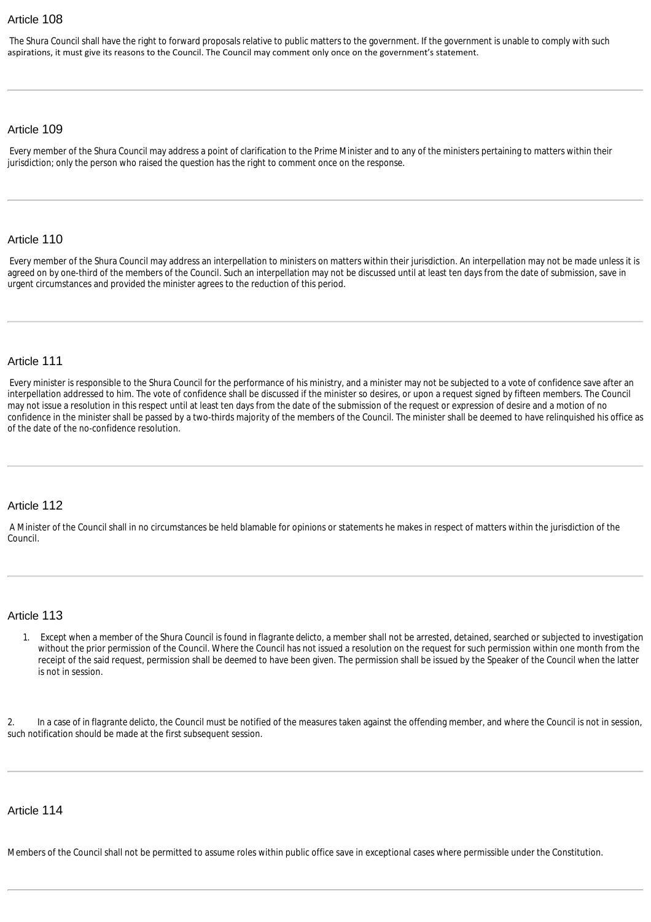## Article 108

The Shura Council shall have the right to forward proposals relative to public matters to the government. If the government is unable to comply with such aspirations, it must give its reasons to the Council. The Council may comment only once on the government's statement.

## Article 109

Every member of the Shura Council may address a point of clarification to the Prime Minister and to any of the ministers pertaining to matters within their jurisdiction; only the person who raised the question has the right to comment once on the response.

## Article 110

Every member of the Shura Council may address an interpellation to ministers on matters within their jurisdiction. An interpellation may not be made unless it is agreed on by one-third of the members of the Council. Such an interpellation may not be discussed until at least ten days from the date of submission, save in urgent circumstances and provided the minister agrees to the reduction of this period.

## Article 111

Every minister is responsible to the Shura Council for the performance of his ministry, and a minister may not be subjected to a vote of confidence save after an interpellation addressed to him. The vote of confidence shall be discussed if the minister so desires, or upon a request signed by fifteen members. The Council may not issue a resolution in this respect until at least ten days from the date of the submission of the request or expression of desire and a motion of no confidence in the minister shall be passed by a two-thirds majority of the members of the Council. The minister shall be deemed to have relinquished his office as of the date of the no-confidence resolution.

## Article 112

A Minister of the Council shall in no circumstances be held blamable for opinions or statements he makes in respect of matters within the jurisdiction of the Council.

## Article 113

1. Except when a member of the Shura Council is found in flagrante delicto, a member shall not be arrested, detained, searched or subjected to investigation without the prior permission of the Council. Where the Council has not issued a resolution on the request for such permission within one month from the receipt of the said request, permission shall be deemed to have been given. The permission shall be issued by the Speaker of the Council when the latter is not in session.

2. In a case of in flagrante delicto, the Council must be notified of the measures taken against the offending member, and where the Council is not in session, such notification should be made at the first subsequent session.

## Article 114

Members of the Council shall not be permitted to assume roles within public office save in exceptional cases where permissible under the Constitution.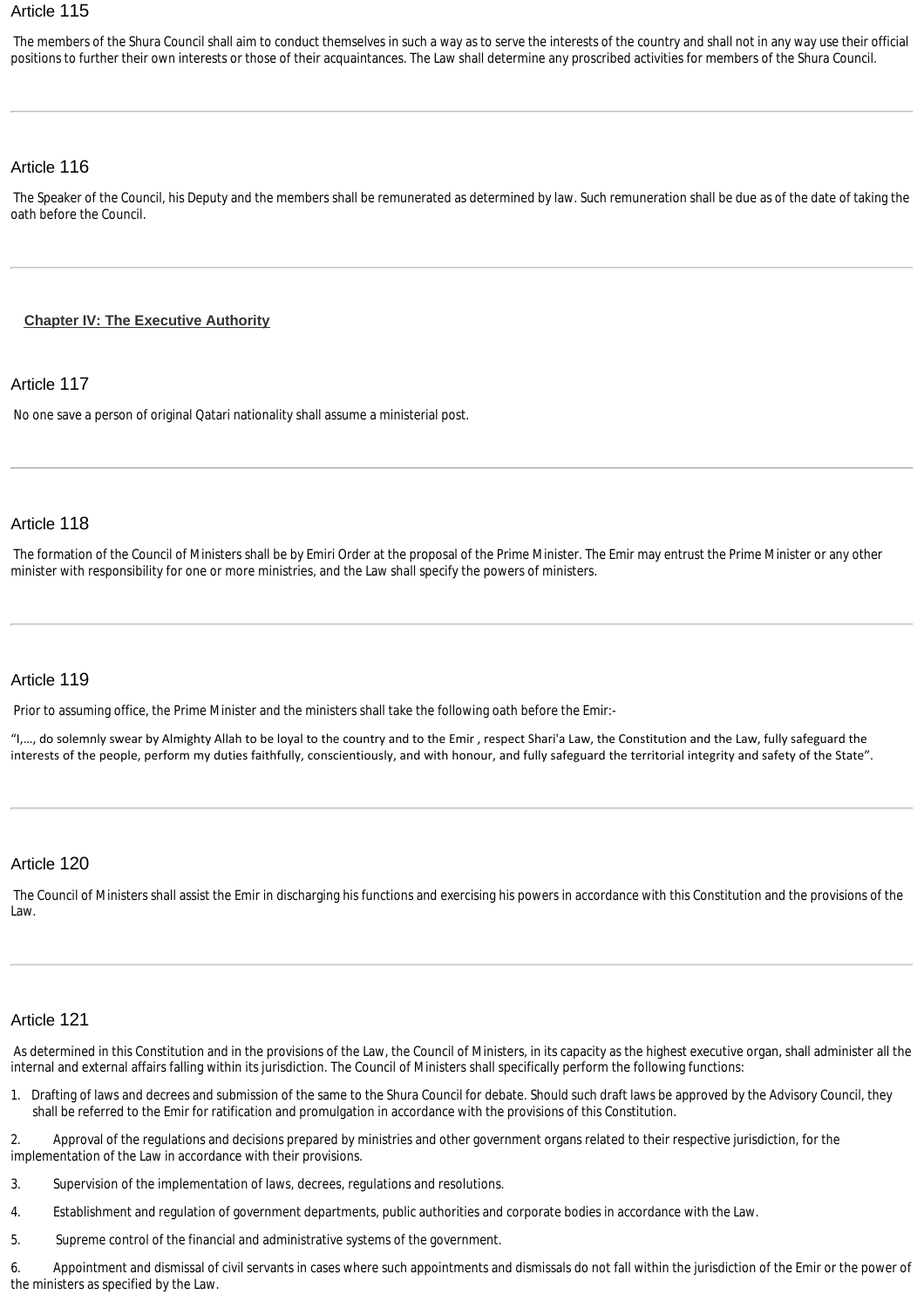## Article 115

The members of the Shura Council shall aim to conduct themselves in such a way as to serve the interests of the country and shall not in any way use their official positions to further their own interests or those of their acquaintances. The Law shall determine any proscribed activities for members of the Shura Council.

---

## Article 116

The Speaker of the Council, his Deputy and the members shall be remunerated as determined by law. Such remuneration shall be due as of the date of taking the oath before the Council.

---

# Chapter IV: The Executive Authority

## Article 117

No one save a person of original Qatari nationality shall assume a ministerial post.

---

## Article 118

The formation of the Council of Ministers shall be by Emiri Order at the proposal of the Prime Minister. The Emir may entrust the Prime Minister or any other minister with responsibility for one or more ministries, and the Law shall specify the powers of ministers.

---

## Article 119

Prior to assuming office, the Prime Minister and the ministers shall take the following oath before the Emir:-

"I,…, do solemnly swear by Almighty Allah to be loyal to the country and to the Emir , respect Shari'a Law, the Constitution and the Law, fully safeguard the interests of the people, perform my duties faithfully, conscientiously, and with honour, and fully safeguard the territorial integrity and safety of the State".

---

## Article 120

The Council of Ministers shall assist the Emir in discharging his functions and exercising his powers in accordance with this Constitution and the provisions of the Law.

---

## Article 121

As determined in this Constitution and in the provisions of the Law, the Council of Ministers, in its capacity as the highest executive organ, shall administer all the internal and external affairs falling within its jurisdiction. The Council of Ministers shall specifically perform the following functions:

1. Drafting of laws and decrees and submission of the same to the Shura Council for debate. Should such draft laws be approved by the Advisory Council, they shall be referred to the Emir for ratification and promulgation in accordance with the provisions of this Constitution.

2. Approval of the regulations and decisions prepared by ministries and other government organs related to their respective jurisdiction, for the implementation of the Law in accordance with their provisions.

3. Supervision of the implementation of laws, decrees, regulations and resolutions.

4. Establishment and regulation of government departments, public authorities and corporate bodies in accordance with the Law.

5. Supreme control of the financial and administrative systems of the government.

6. Appointment and dismissal of civil servants in cases where such appointments and dismissals do not fall within the jurisdiction of the Emir or the power of the ministers as specified by the Law.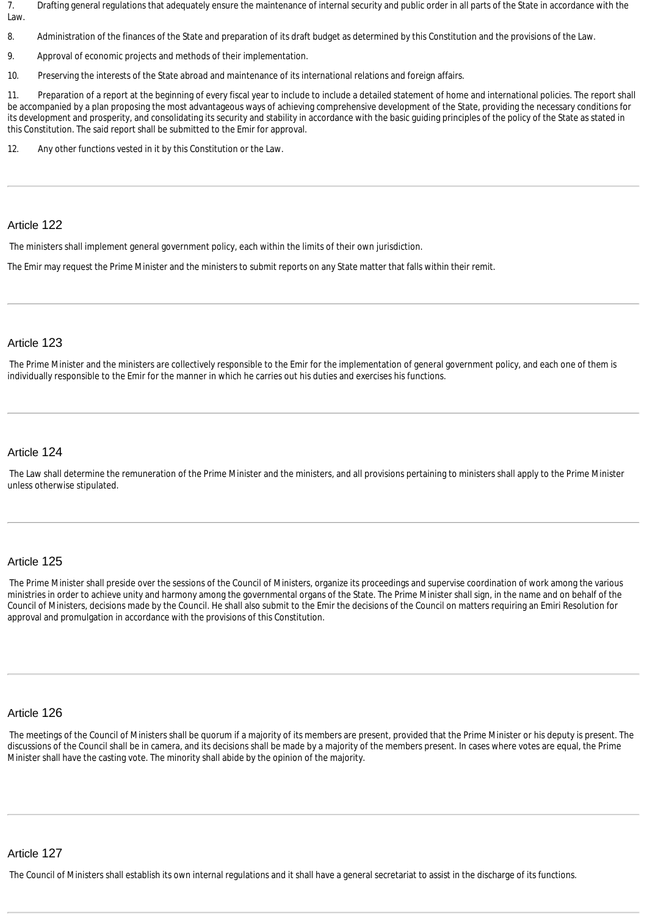7. Drafting general regulations that adequately ensure the maintenance of internal security and public order in all parts of the State in accordance with the Law.

8. Administration of the finances of the State and preparation of its draft budget as determined by this Constitution and the provisions of the Law.

9. Approval of economic projects and methods of their implementation.

10. Preserving the interests of the State abroad and maintenance of its international relations and foreign affairs.

11. Preparation of a report at the beginning of every fiscal year to include to include a detailed statement of home and international policies. The report shall be accompanied by a plan proposing the most advantageous ways of achieving comprehensive development of the State, providing the necessary conditions for its development and prosperity, and consolidating its security and stability in accordance with the basic guiding principles of the policy of the State as stated in this Constitution. The said report shall be submitted to the Emir for approval.

12. Any other functions vested in it by this Constitution or the Law.

---

## Article 122

The ministers shall implement general government policy, each within the limits of their own jurisdiction.

The Emir may request the Prime Minister and the ministers to submit reports on any State matter that falls within their remit.

---

## Article 123

The Prime Minister and the ministers are collectively responsible to the Emir for the implementation of general government policy, and each one of them is individually responsible to the Emir for the manner in which he carries out his duties and exercises his functions.

---

## Article 124

The Law shall determine the remuneration of the Prime Minister and the ministers, and all provisions pertaining to ministers shall apply to the Prime Minister unless otherwise stipulated.

---

## Article 125

The Prime Minister shall preside over the sessions of the Council of Ministers, organize its proceedings and supervise coordination of work among the various ministries in order to achieve unity and harmony among the governmental organs of the State. The Prime Minister shall sign, in the name and on behalf of the Council of Ministers, decisions made by the Council. He shall also submit to the Emir the decisions of the Council on matters requiring an Emiri Resolution for approval and promulgation in accordance with the provisions of this Constitution.

---

## Article 126

The meetings of the Council of Ministers shall be quorum if a majority of its members are present, provided that the Prime Minister or his deputy is present. The discussions of the Council shall be in camera, and its decisions shall be made by a majority of the members present. In cases where votes are equal, the Prime Minister shall have the casting vote. The minority shall abide by the opinion of the majority.

---

## Article 127

The Council of Ministers shall establish its own internal regulations and it shall have a general secretariat to assist in the discharge of its functions.

---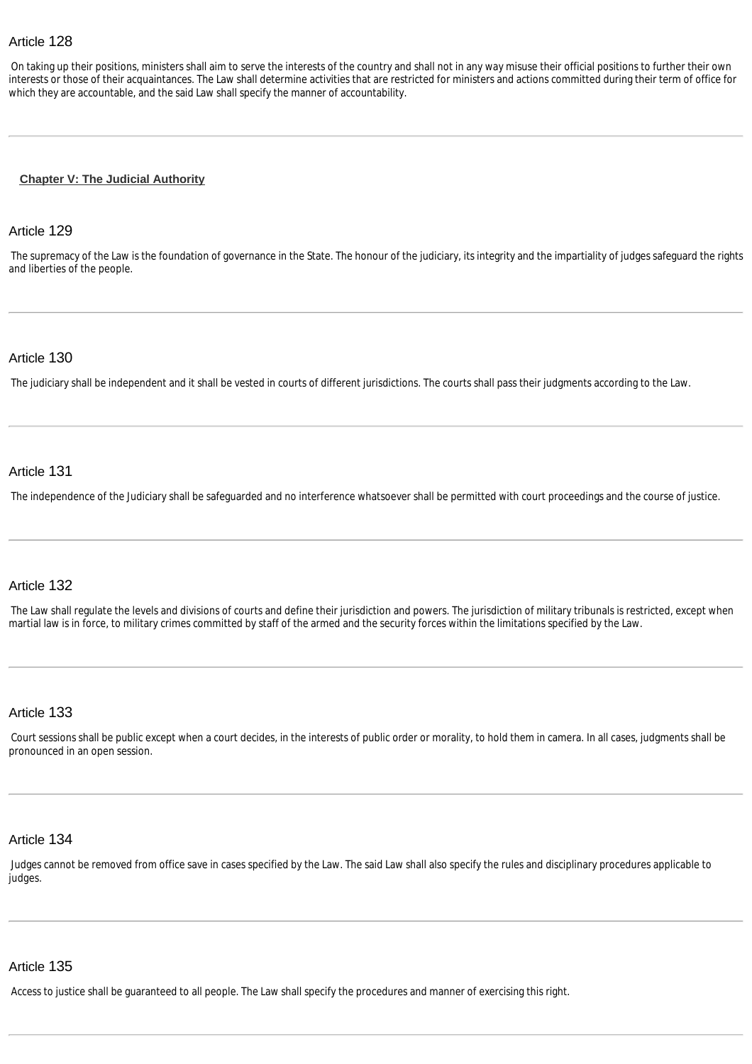### Article 128

On taking up their positions, ministers shall aim to serve the interests of the country and shall not in any way misuse their official positions to further their own interests or those of their acquaintances. The Law shall determine activities that are restricted for ministers and actions committed during their term of office for which they are accountable, and the said Law shall specify the manner of accountability.

---

## Chapter V: The Judicial Authority

### Article 129

The supremacy of the Law is the foundation of governance in the State. The honour of the judiciary, its integrity and the impartiality of judges safeguard the rights and liberties of the people.

---

### Article 130

The judiciary shall be independent and it shall be vested in courts of different jurisdictions. The courts shall pass their judgments according to the Law.

---

### Article 131

The independence of the Judiciary shall be safeguarded and no interference whatsoever shall be permitted with court proceedings and the course of justice.

---

### Article 132

The Law shall regulate the levels and divisions of courts and define their jurisdiction and powers. The jurisdiction of military tribunals is restricted, except when martial law is in force, to military crimes committed by staff of the armed and the security forces within the limitations specified by the Law.

---

### Article 133

Court sessions shall be public except when a court decides, in the interests of public order or morality, to hold them in camera. In all cases, judgments shall be pronounced in an open session.

---

### Article 134

Judges cannot be removed from office save in cases specified by the Law. The said Law shall also specify the rules and disciplinary procedures applicable to judges.

---

### Article 135

Access to justice shall be guaranteed to all people. The Law shall specify the procedures and manner of exercising this right.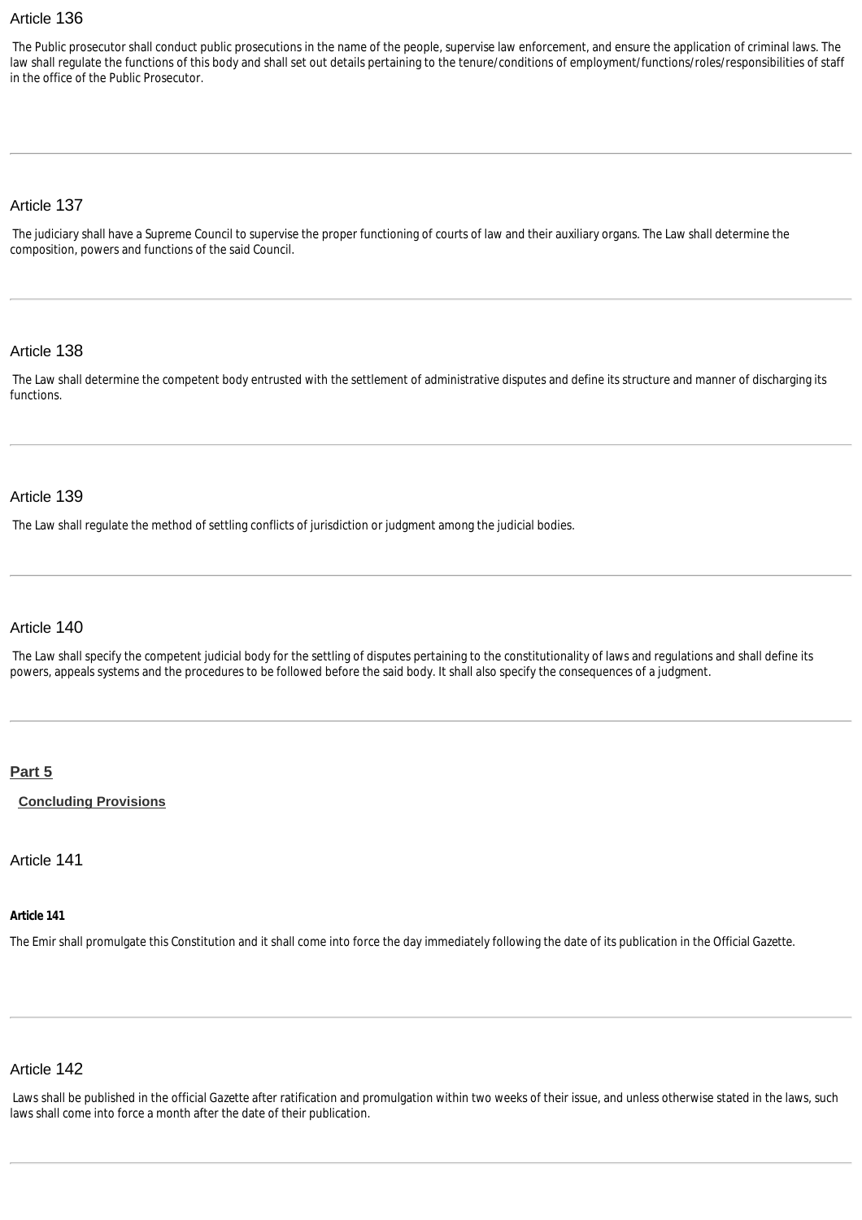### Article 136

The Public prosecutor shall conduct public prosecutions in the name of the people, supervise law enforcement, and ensure the application of criminal laws. The law shall regulate the functions of this body and shall set out details pertaining to the tenure/conditions of employment/functions/roles/responsibilities of staff in the office of the Public Prosecutor.

---

### Article 137

The judiciary shall have a Supreme Council to supervise the proper functioning of courts of law and their auxiliary organs. The Law shall determine the composition, powers and functions of the said Council.

---

### Article 138

The Law shall determine the competent body entrusted with the settlement of administrative disputes and define its structure and manner of discharging its functions.

---

### Article 139

The Law shall regulate the method of settling conflicts of jurisdiction or judgment among the judicial bodies.

---

### Article 140

The Law shall specify the competent judicial body for the settling of disputes pertaining to the constitutionality of laws and regulations and shall define its powers, appeals systems and the procedures to be followed before the said body. It shall also specify the consequences of a judgment.

---

## Part 5

**Concluding Provisions**

### Article 141

**Article 141**

The Emir shall promulgate this Constitution and it shall come into force the day immediately following the date of its publication in the Official Gazette.

---

### Article 142

Laws shall be published in the official Gazette after ratification and promulgation within two weeks of their issue, and unless otherwise stated in the laws, such laws shall come into force a month after the date of their publication.

---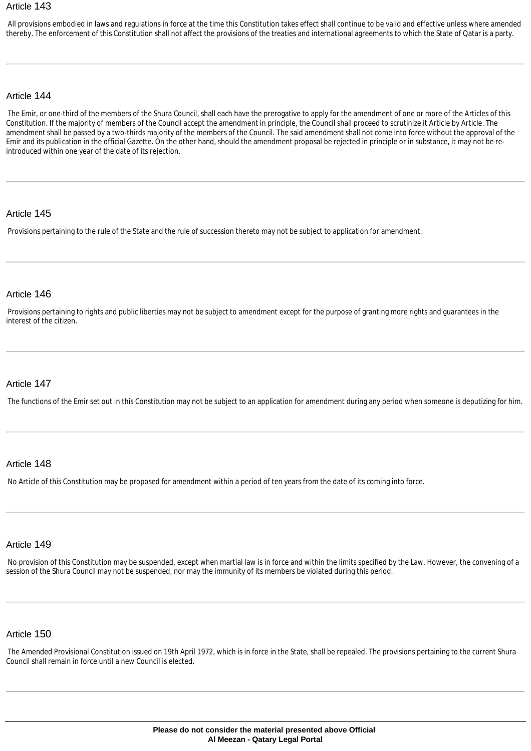## Article 143

All provisions embodied in laws and regulations in force at the time this Constitution takes effect shall continue to be valid and effective unless where amended thereby. The enforcement of this Constitution shall not affect the provisions of the treaties and international agreements to which the State of Qatar is a party.

## Article 144

The Emir, or one-third of the members of the Shura Council, shall each have the prerogative to apply for the amendment of one or more of the Articles of this Constitution. If the majority of members of the Council accept the amendment in principle, the Council shall proceed to scrutinize it Article by Article. The amendment shall be passed by a two-thirds majority of the members of the Council. The said amendment shall not come into force without the approval of the Emir and its publication in the official Gazette. On the other hand, should the amendment proposal be rejected in principle or in substance, it may not be re-introduced within one year of the date of its rejection.

## Article 145

Provisions pertaining to the rule of the State and the rule of succession thereto may not be subject to application for amendment.

## Article 146

Provisions pertaining to rights and public liberties may not be subject to amendment except for the purpose of granting more rights and guarantees in the interest of the citizen.

## Article 147

The functions of the Emir set out in this Constitution may not be subject to an application for amendment during any period when someone is deputizing for him.

## Article 148

No Article of this Constitution may be proposed for amendment within a period of ten years from the date of its coming into force.

## Article 149

No provision of this Constitution may be suspended, except when martial law is in force and within the limits specified by the Law. However, the convening of a session of the Shura Council may not be suspended, nor may the immunity of its members be violated during this period.

## Article 150

The Amended Provisional Constitution issued on 19th April 1972, which is in force in the State, shall be repealed. The provisions pertaining to the current Shura Council shall remain in force until a new Council is elected.